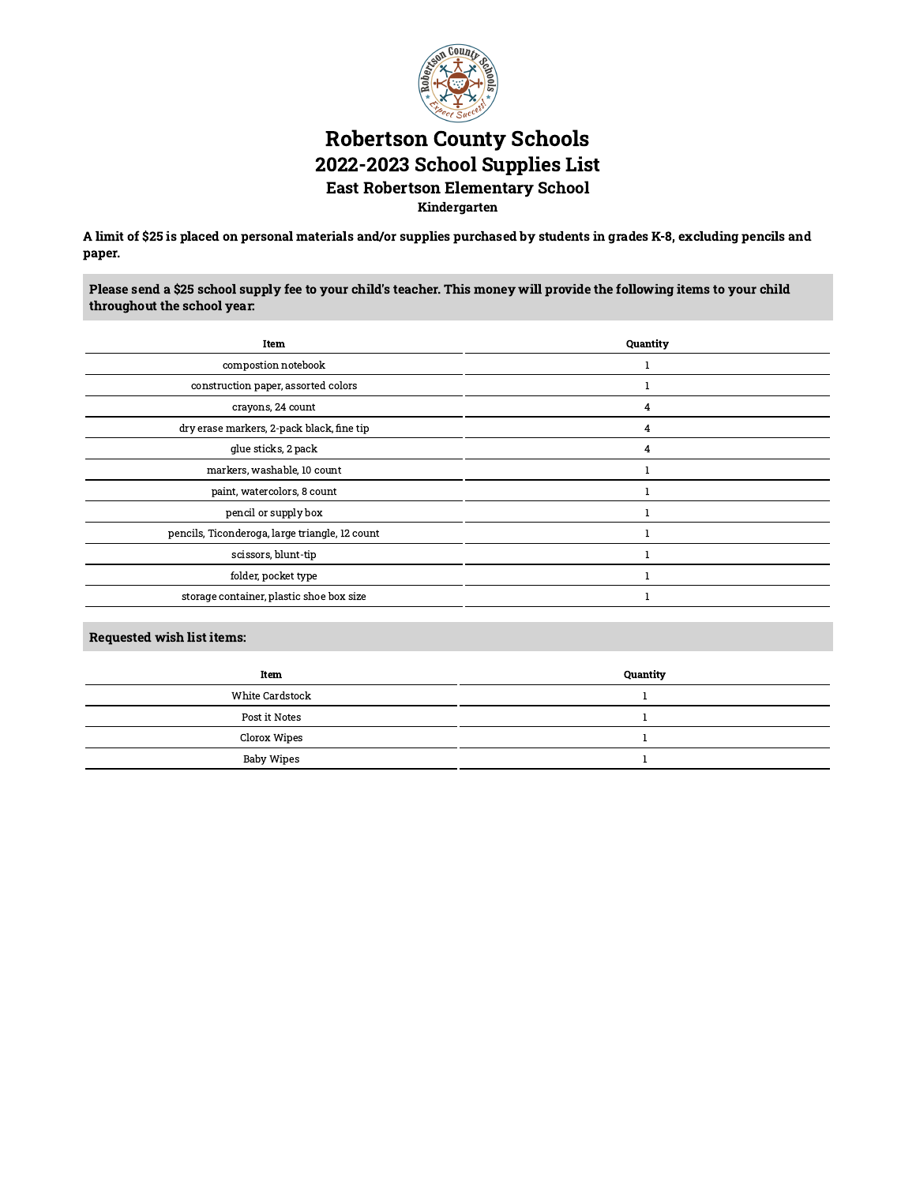# Robertson County Schools

## 2022-2023 School Supplies List

### East Robertson Elementary School

#### Kindergarten

**A limit of $25 is placed on personal materials and/or supplies purchased by students in grades K-8, excluding pencils and paper.**

**Please send a $25 school supply fee to your child's teacher. This money will provide the following items to your child throughout the school year:**

| Item | Quantity |
| --- | --- |
| compostion notebook | 1 |
| construction paper, assorted colors | 1 |
| crayons, 24 count | 4 |
| dry erase markers, 2-pack black, fine tip | 4 |
| glue sticks, 2 pack | 4 |
| markers, washable, 10 count | 1 |
| paint, watercolors, 8 count | 1 |
| pencil or supply box | 1 |
| pencils, Ticonderoga, large triangle, 12 count | 1 |
| scissors, blunt-tip | 1 |
| folder, pocket type | 1 |
| storage container, plastic shoe box size | 1 |

**Requested wish list items:**

| Item | Quantity |
| --- | --- |
| White Cardstock | 1 |
| Post it Notes | 1 |
| Clorox Wipes | 1 |
| Baby Wipes | 1 |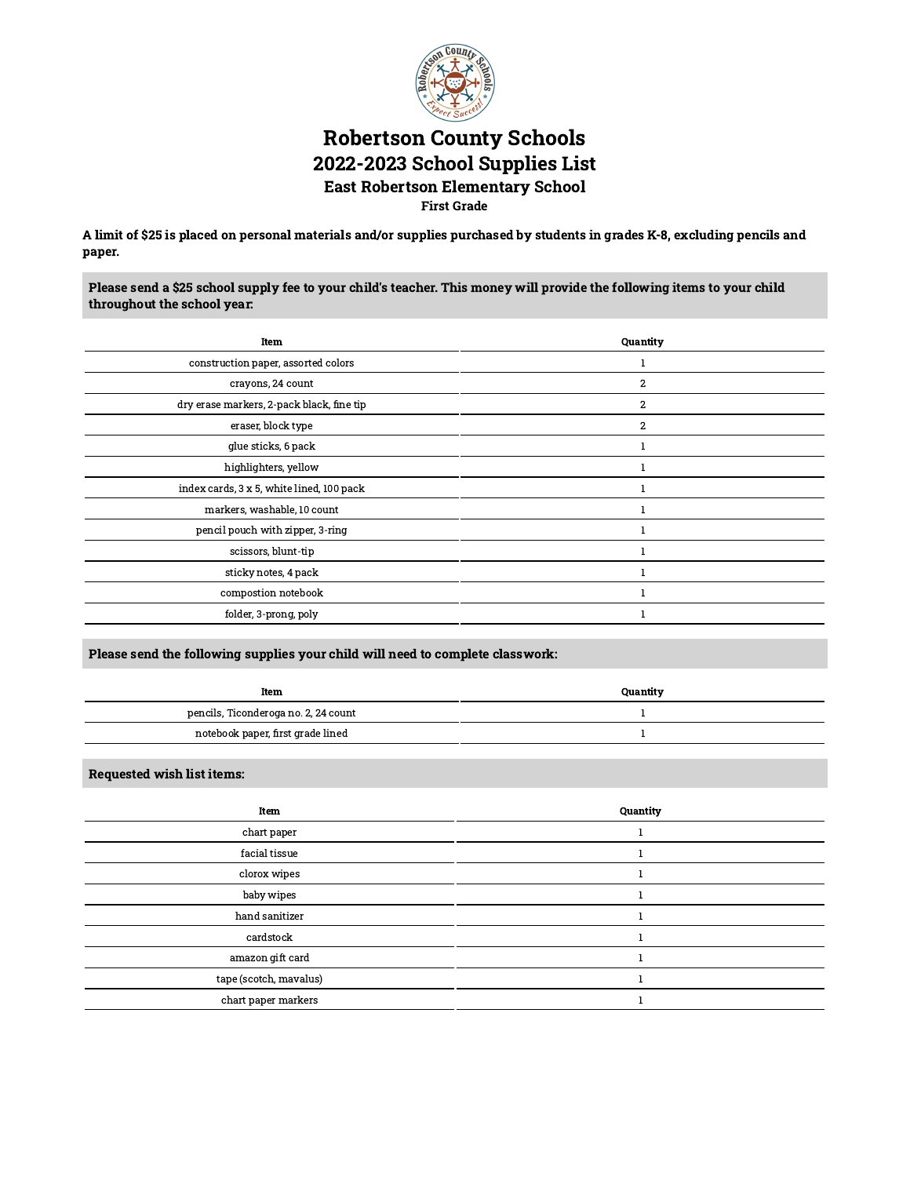# Robertson County Schools

## 2022-2023 School Supplies List

### East Robertson Elementary School

**First Grade**

**A limit of $25 is placed on personal materials and/or supplies purchased by students in grades K-8, excluding pencils and paper.**

**Please send a $25 school supply fee to your child's teacher. This money will provide the following items to your child throughout the school year:**

| Item | Quantity |
|---|---|
| construction paper, assorted colors | 1 |
| crayons, 24 count | 2 |
| dry erase markers, 2-pack black, fine tip | 2 |
| eraser, block type | 2 |
| glue sticks, 6 pack | 1 |
| highlighters, yellow | 1 |
| index cards, 3 x 5, white lined, 100 pack | 1 |
| markers, washable, 10 count | 1 |
| pencil pouch with zipper, 3-ring | 1 |
| scissors, blunt-tip | 1 |
| sticky notes, 4 pack | 1 |
| compostion notebook | 1 |
| folder, 3-prong, poly | 1 |

**Please send the following supplies your child will need to complete classwork:**

| Item | Quantity |
|---|---|
| pencils, Ticonderoga no. 2, 24 count | 1 |
| notebook paper, first grade lined | 1 |

**Requested wish list items:**

| Item | Quantity |
|---|---|
| chart paper | 1 |
| facial tissue | 1 |
| clorox wipes | 1 |
| baby wipes | 1 |
| hand sanitizer | 1 |
| cardstock | 1 |
| amazon gift card | 1 |
| tape (scotch, mavalus) | 1 |
| chart paper markers | 1 |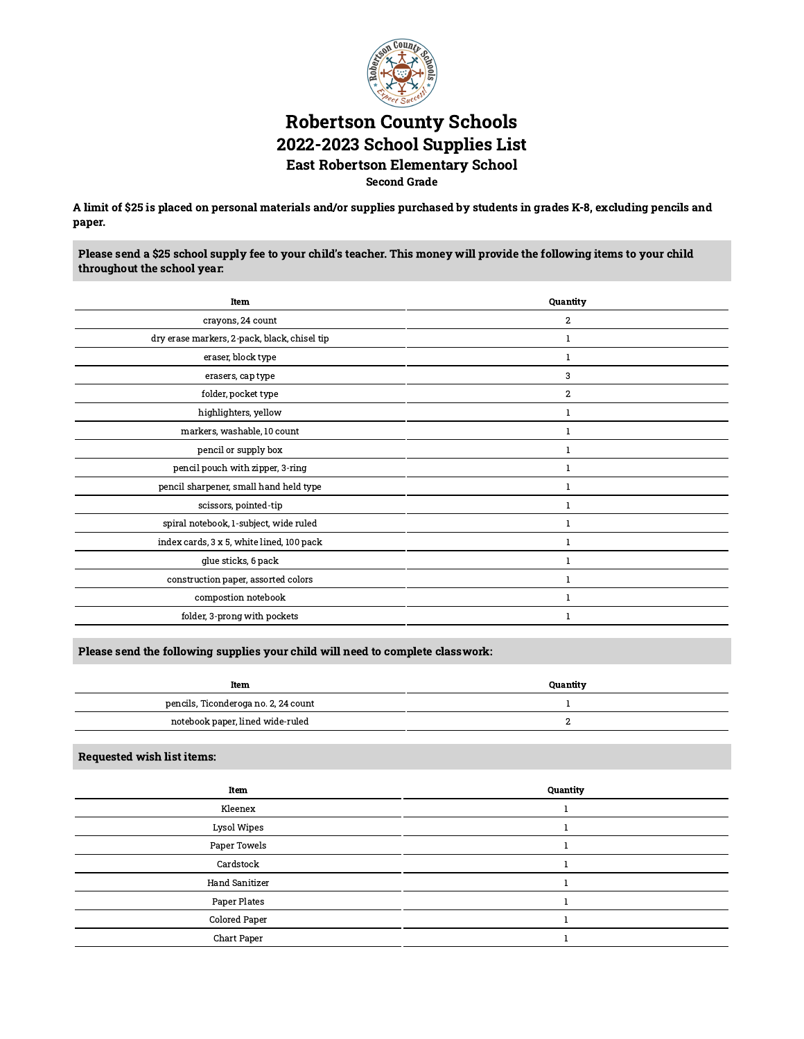# Robertson County Schools

# 2022-2023 School Supplies List

## East Robertson Elementary School

### Second Grade

**A limit of $25 is placed on personal materials and/or supplies purchased by students in grades K-8, excluding pencils and paper.**

**Please send a $25 school supply fee to your child's teacher. This money will provide the following items to your child throughout the school year:**

| Item | Quantity |
|---|---|
| crayons, 24 count | 2 |
| dry erase markers, 2-pack, black, chisel tip | 1 |
| eraser, block type | 1 |
| erasers, cap type | 3 |
| folder, pocket type | 2 |
| highlighters, yellow | 1 |
| markers, washable, 10 count | 1 |
| pencil or supply box | 1 |
| pencil pouch with zipper, 3-ring | 1 |
| pencil sharpener, small hand held type | 1 |
| scissors, pointed-tip | 1 |
| spiral notebook, 1-subject, wide ruled | 1 |
| index cards, 3 x 5, white lined, 100 pack | 1 |
| glue sticks, 6 pack | 1 |
| construction paper, assorted colors | 1 |
| compostion notebook | 1 |
| folder, 3-prong with pockets | 1 |

**Please send the following supplies your child will need to complete classwork:**

| Item | Quantity |
|---|---|
| pencils, Ticonderoga no. 2, 24 count | 1 |
| notebook paper, lined wide-ruled | 2 |

**Requested wish list items:**

| Item | Quantity |
|---|---|
| Kleenex | 1 |
| Lysol Wipes | 1 |
| Paper Towels | 1 |
| Cardstock | 1 |
| Hand Sanitizer | 1 |
| Paper Plates | 1 |
| Colored Paper | 1 |
| Chart Paper | 1 |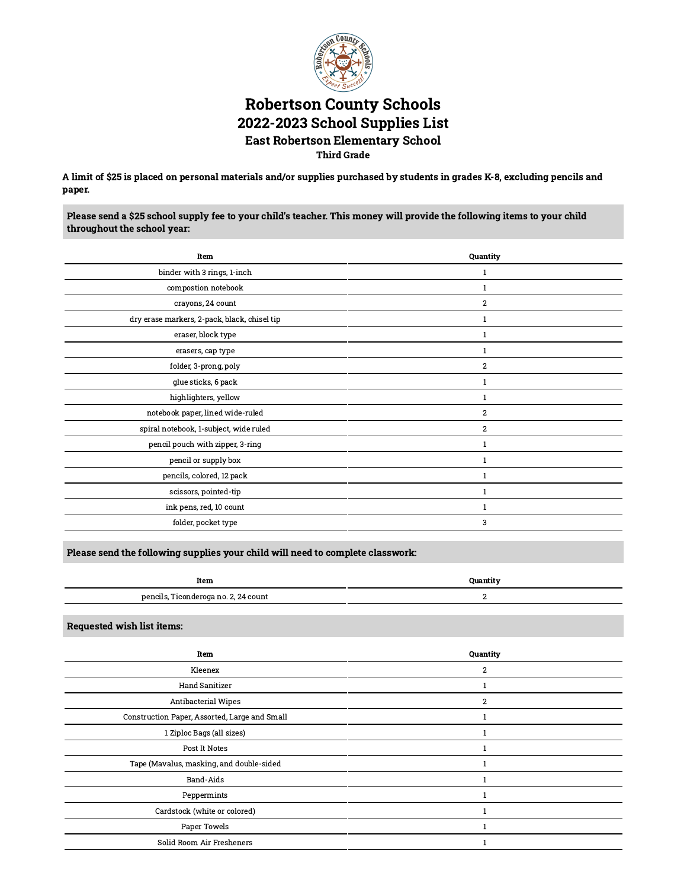# Robertson County Schools
## 2022-2023 School Supplies List
### East Robertson Elementary School
#### Third Grade

**A limit of $25 is placed on personal materials and/or supplies purchased by students in grades K-8, excluding pencils and paper.**

**Please send a $25 school supply fee to your child's teacher. This money will provide the following items to your child throughout the school year:**

| Item | Quantity |
|---|---|
| binder with 3 rings, 1-inch | 1 |
| compostion notebook | 1 |
| crayons, 24 count | 2 |
| dry erase markers, 2-pack, black, chisel tip | 1 |
| eraser, block type | 1 |
| erasers, cap type | 1 |
| folder, 3-prong, poly | 2 |
| glue sticks, 6 pack | 1 |
| highlighters, yellow | 1 |
| notebook paper, lined wide-ruled | 2 |
| spiral notebook, 1-subject, wide ruled | 2 |
| pencil pouch with zipper, 3-ring | 1 |
| pencil or supply box | 1 |
| pencils, colored, 12 pack | 1 |
| scissors, pointed-tip | 1 |
| ink pens, red, 10 count | 1 |
| folder, pocket type | 3 |

**Please send the following supplies your child will need to complete classwork:**

| Item | Quantity |
|---|---|
| pencils, Ticonderoga no. 2, 24 count | 2 |

**Requested wish list items:**

| Item | Quantity |
|---|---|
| Kleenex | 2 |
| Hand Sanitizer | 1 |
| Antibacterial Wipes | 2 |
| Construction Paper, Assorted, Large and Small | 1 |
| 1 Ziploc Bags (all sizes) | 1 |
| Post It Notes | 1 |
| Tape (Mavalus, masking, and double-sided | 1 |
| Band-Aids | 1 |
| Peppermints | 1 |
| Cardstock (white or colored) | 1 |
| Paper Towels | 1 |
| Solid Room Air Fresheners | 1 |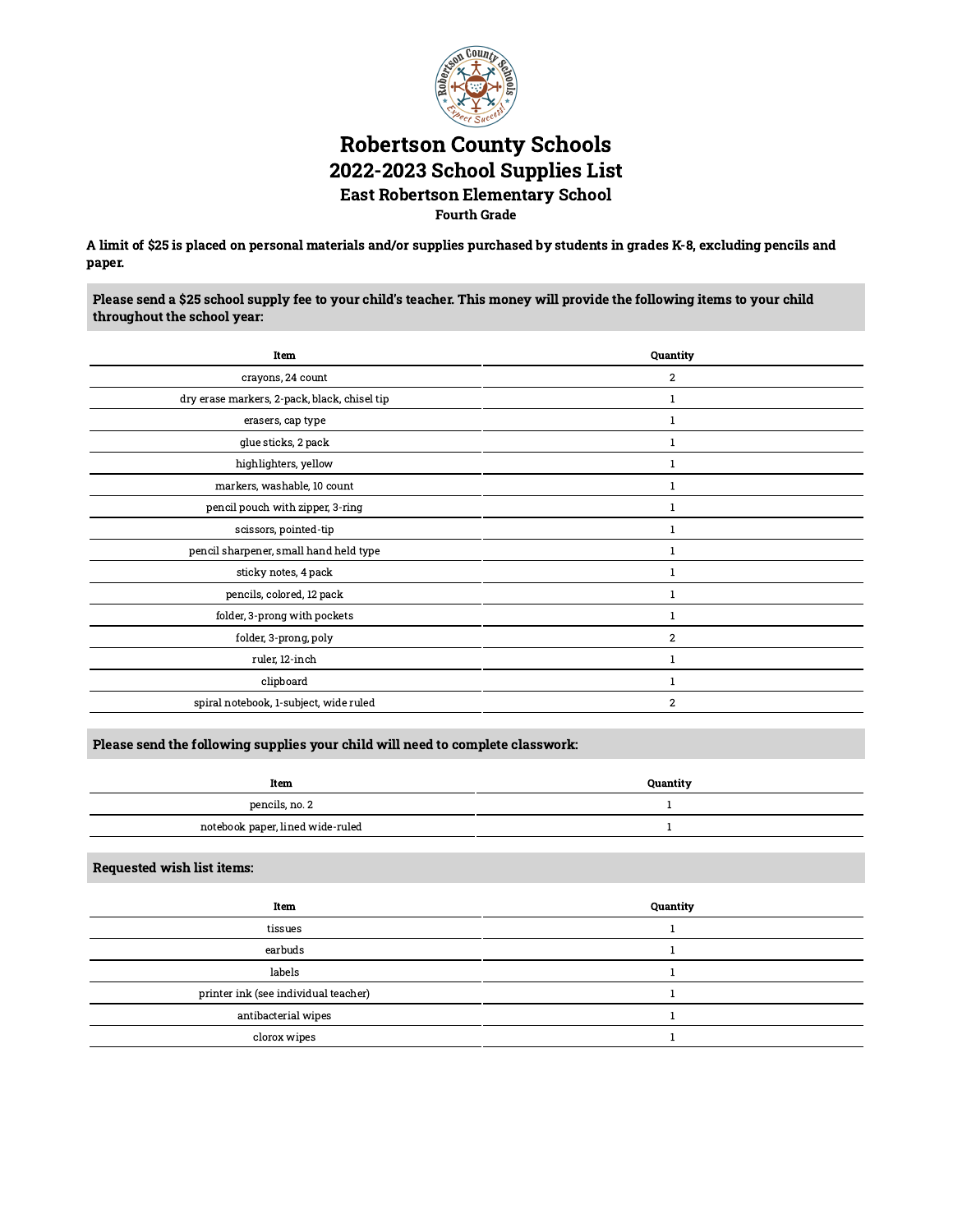# Robertson County Schools
## 2022-2023 School Supplies List
### East Robertson Elementary School
#### Fourth Grade

**A limit of $25 is placed on personal materials and/or supplies purchased by students in grades K-8, excluding pencils and paper.**

**Please send a $25 school supply fee to your child's teacher. This money will provide the following items to your child throughout the school year:**

| Item | Quantity |
|---|---|
| crayons, 24 count | 2 |
| dry erase markers, 2-pack, black, chisel tip | 1 |
| erasers, cap type | 1 |
| glue sticks, 2 pack | 1 |
| highlighters, yellow | 1 |
| markers, washable, 10 count | 1 |
| pencil pouch with zipper, 3-ring | 1 |
| scissors, pointed-tip | 1 |
| pencil sharpener, small hand held type | 1 |
| sticky notes, 4 pack | 1 |
| pencils, colored, 12 pack | 1 |
| folder, 3-prong with pockets | 1 |
| folder, 3-prong, poly | 2 |
| ruler, 12-inch | 1 |
| clipboard | 1 |
| spiral notebook, 1-subject, wide ruled | 2 |

**Please send the following supplies your child will need to complete classwork:**

| Item | Quantity |
|---|---|
| pencils, no. 2 | 1 |
| notebook paper, lined wide-ruled | 1 |

**Requested wish list items:**

| Item | Quantity |
|---|---|
| tissues | 1 |
| earbuds | 1 |
| labels | 1 |
| printer ink (see individual teacher) | 1 |
| antibacterial wipes | 1 |
| clorox wipes | 1 |